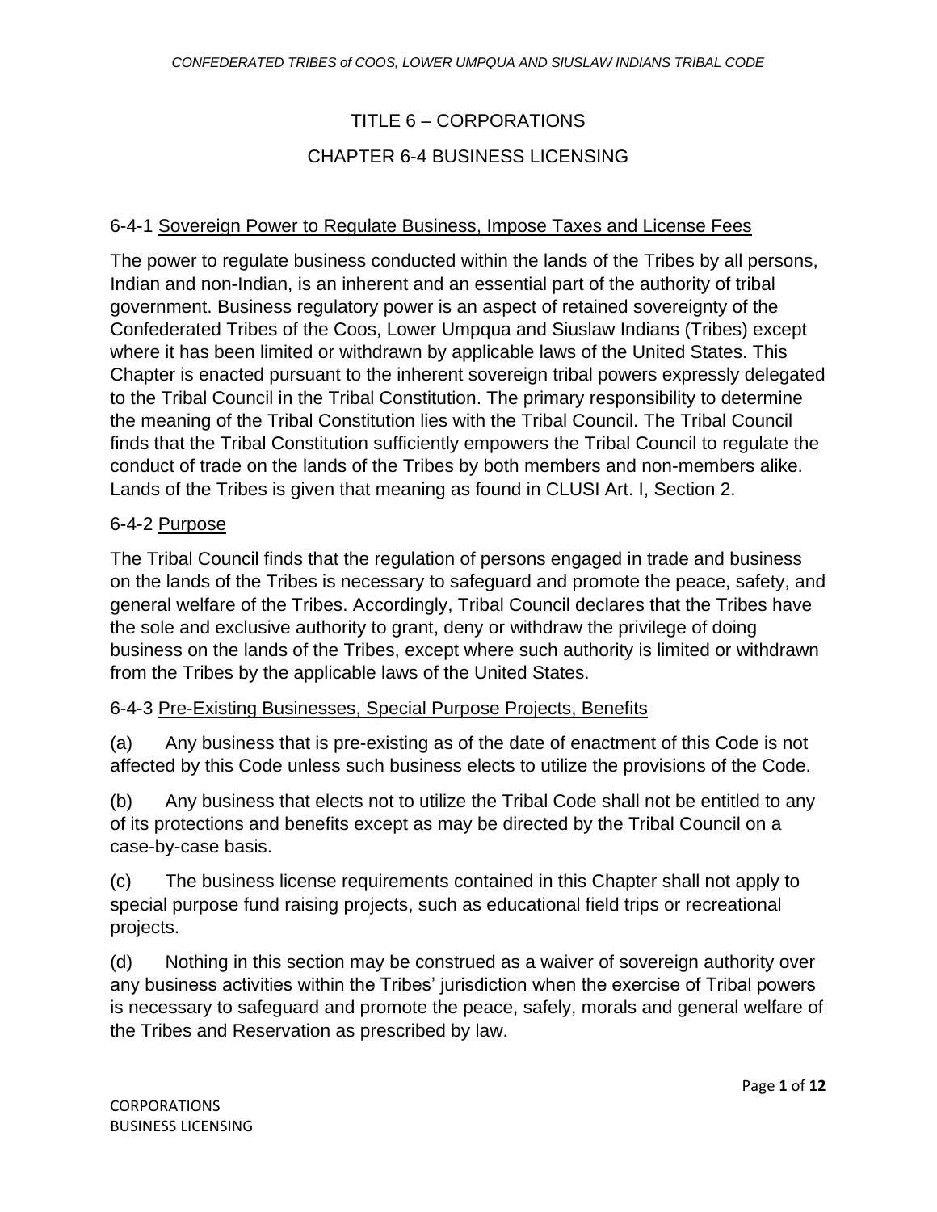# TITLE 6 – CORPORATIONS

## CHAPTER 6-4 BUSINESS LICENSING

### 6-4-1 Sovereign Power to Regulate Business, Impose Taxes and License Fees

The power to regulate business conducted within the lands of the Tribes by all persons, Indian and non-Indian, is an inherent and an essential part of the authority of tribal government. Business regulatory power is an aspect of retained sovereignty of the Confederated Tribes of the Coos, Lower Umpqua and Siuslaw Indians (Tribes) except where it has been limited or withdrawn by applicable laws of the United States. This Chapter is enacted pursuant to the inherent sovereign tribal powers expressly delegated to the Tribal Council in the Tribal Constitution. The primary responsibility to determine the meaning of the Tribal Constitution lies with the Tribal Council. The Tribal Council finds that the Tribal Constitution sufficiently empowers the Tribal Council to regulate the conduct of trade on the lands of the Tribes by both members and non-members alike. Lands of the Tribes is given that meaning as found in CLUSI Art. I, Section 2.

### 6-4-2 Purpose

The Tribal Council finds that the regulation of persons engaged in trade and business on the lands of the Tribes is necessary to safeguard and promote the peace, safety, and general welfare of the Tribes. Accordingly, Tribal Council declares that the Tribes have the sole and exclusive authority to grant, deny or withdraw the privilege of doing business on the lands of the Tribes, except where such authority is limited or withdrawn from the Tribes by the applicable laws of the United States.

### 6-4-3 Pre-Existing Businesses, Special Purpose Projects, Benefits

(a) Any business that is pre-existing as of the date of enactment of this Code is not affected by this Code unless such business elects to utilize the provisions of the Code.

(b) Any business that elects not to utilize the Tribal Code shall not be entitled to any of its protections and benefits except as may be directed by the Tribal Council on a case-by-case basis.

(c) The business license requirements contained in this Chapter shall not apply to special purpose fund raising projects, such as educational field trips or recreational projects.

(d) Nothing in this section may be construed as a waiver of sovereign authority over any business activities within the Tribes' jurisdiction when the exercise of Tribal powers is necessary to safeguard and promote the peace, safely, morals and general welfare of the Tribes and Reservation as prescribed by law.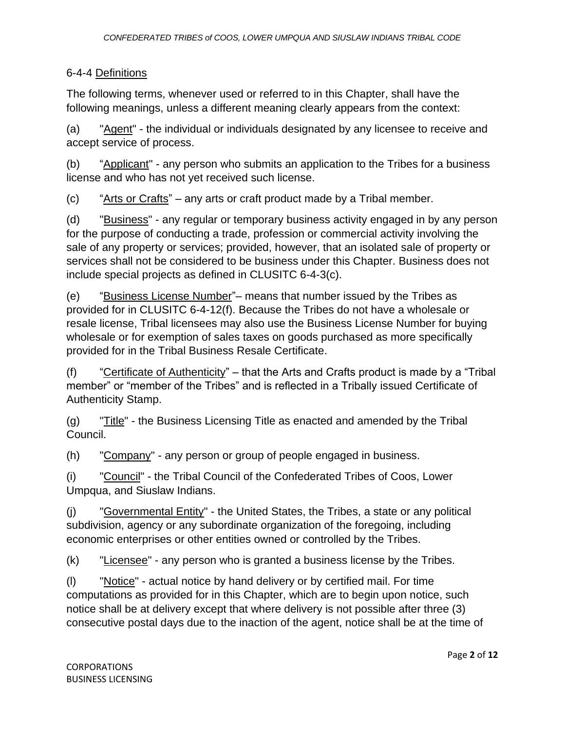## 6-4-4 Definitions

The following terms, whenever used or referred to in this Chapter, shall have the following meanings, unless a different meaning clearly appears from the context:

(a) "Agent" - the individual or individuals designated by any licensee to receive and accept service of process.

(b) "Applicant" - any person who submits an application to the Tribes for a business license and who has not yet received such license.

(c) "Arts or Crafts" – any arts or craft product made by a Tribal member.

(d) "Business" - any regular or temporary business activity engaged in by any person for the purpose of conducting a trade, profession or commercial activity involving the sale of any property or services; provided, however, that an isolated sale of property or services shall not be considered to be business under this Chapter. Business does not include special projects as defined in CLUSITC 6-4-3(c).

(e) "Business License Number"– means that number issued by the Tribes as provided for in CLUSITC 6-4-12(f). Because the Tribes do not have a wholesale or resale license, Tribal licensees may also use the Business License Number for buying wholesale or for exemption of sales taxes on goods purchased as more specifically provided for in the Tribal Business Resale Certificate.

(f) "Certificate of Authenticity" – that the Arts and Crafts product is made by a "Tribal member" or "member of the Tribes" and is reflected in a Tribally issued Certificate of Authenticity Stamp.

(g) "Title" - the Business Licensing Title as enacted and amended by the Tribal Council.

(h) "Company" - any person or group of people engaged in business.

(i) "Council" - the Tribal Council of the Confederated Tribes of Coos, Lower Umpqua, and Siuslaw Indians.

(j) "Governmental Entity" - the United States, the Tribes, a state or any political subdivision, agency or any subordinate organization of the foregoing, including economic enterprises or other entities owned or controlled by the Tribes.

(k) "Licensee" - any person who is granted a business license by the Tribes.

(l) "Notice" - actual notice by hand delivery or by certified mail. For time computations as provided for in this Chapter, which are to begin upon notice, such notice shall be at delivery except that where delivery is not possible after three (3) consecutive postal days due to the inaction of the agent, notice shall be at the time of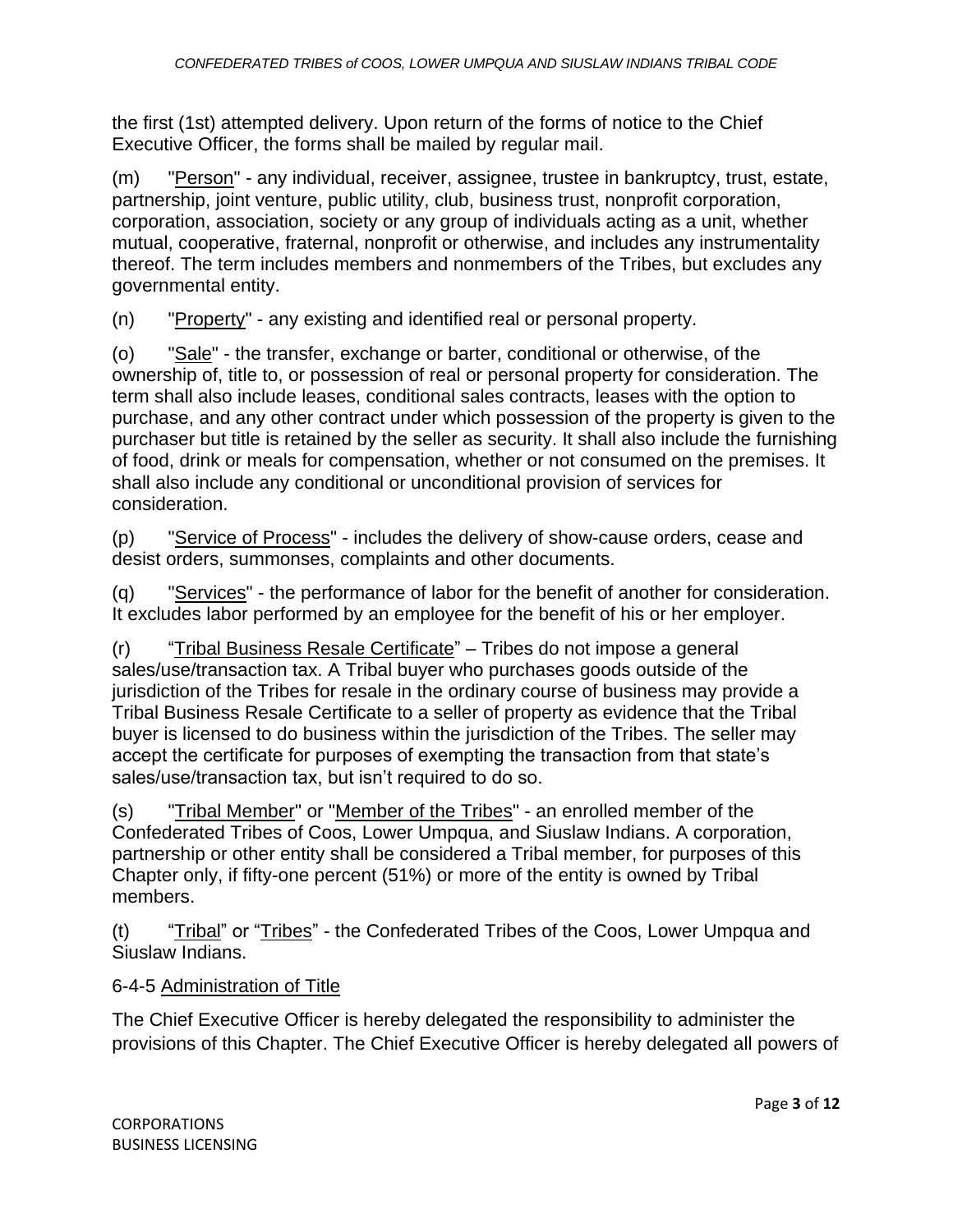the first (1st) attempted delivery. Upon return of the forms of notice to the Chief Executive Officer, the forms shall be mailed by regular mail.

(m) "Person" - any individual, receiver, assignee, trustee in bankruptcy, trust, estate, partnership, joint venture, public utility, club, business trust, nonprofit corporation, corporation, association, society or any group of individuals acting as a unit, whether mutual, cooperative, fraternal, nonprofit or otherwise, and includes any instrumentality thereof. The term includes members and nonmembers of the Tribes, but excludes any governmental entity.

(n) "Property" - any existing and identified real or personal property.

(o) "Sale" - the transfer, exchange or barter, conditional or otherwise, of the ownership of, title to, or possession of real or personal property for consideration. The term shall also include leases, conditional sales contracts, leases with the option to purchase, and any other contract under which possession of the property is given to the purchaser but title is retained by the seller as security. It shall also include the furnishing of food, drink or meals for compensation, whether or not consumed on the premises. It shall also include any conditional or unconditional provision of services for consideration.

(p) "Service of Process" - includes the delivery of show-cause orders, cease and desist orders, summonses, complaints and other documents.

(q) "Services" - the performance of labor for the benefit of another for consideration. It excludes labor performed by an employee for the benefit of his or her employer.

(r) "Tribal Business Resale Certificate" – Tribes do not impose a general sales/use/transaction tax. A Tribal buyer who purchases goods outside of the jurisdiction of the Tribes for resale in the ordinary course of business may provide a Tribal Business Resale Certificate to a seller of property as evidence that the Tribal buyer is licensed to do business within the jurisdiction of the Tribes. The seller may accept the certificate for purposes of exempting the transaction from that state's sales/use/transaction tax, but isn't required to do so.

(s) "Tribal Member" or "Member of the Tribes" - an enrolled member of the Confederated Tribes of Coos, Lower Umpqua, and Siuslaw Indians. A corporation, partnership or other entity shall be considered a Tribal member, for purposes of this Chapter only, if fifty-one percent (51%) or more of the entity is owned by Tribal members.

(t) "Tribal" or "Tribes" - the Confederated Tribes of the Coos, Lower Umpqua and Siuslaw Indians.

6-4-5 Administration of Title

The Chief Executive Officer is hereby delegated the responsibility to administer the provisions of this Chapter. The Chief Executive Officer is hereby delegated all powers of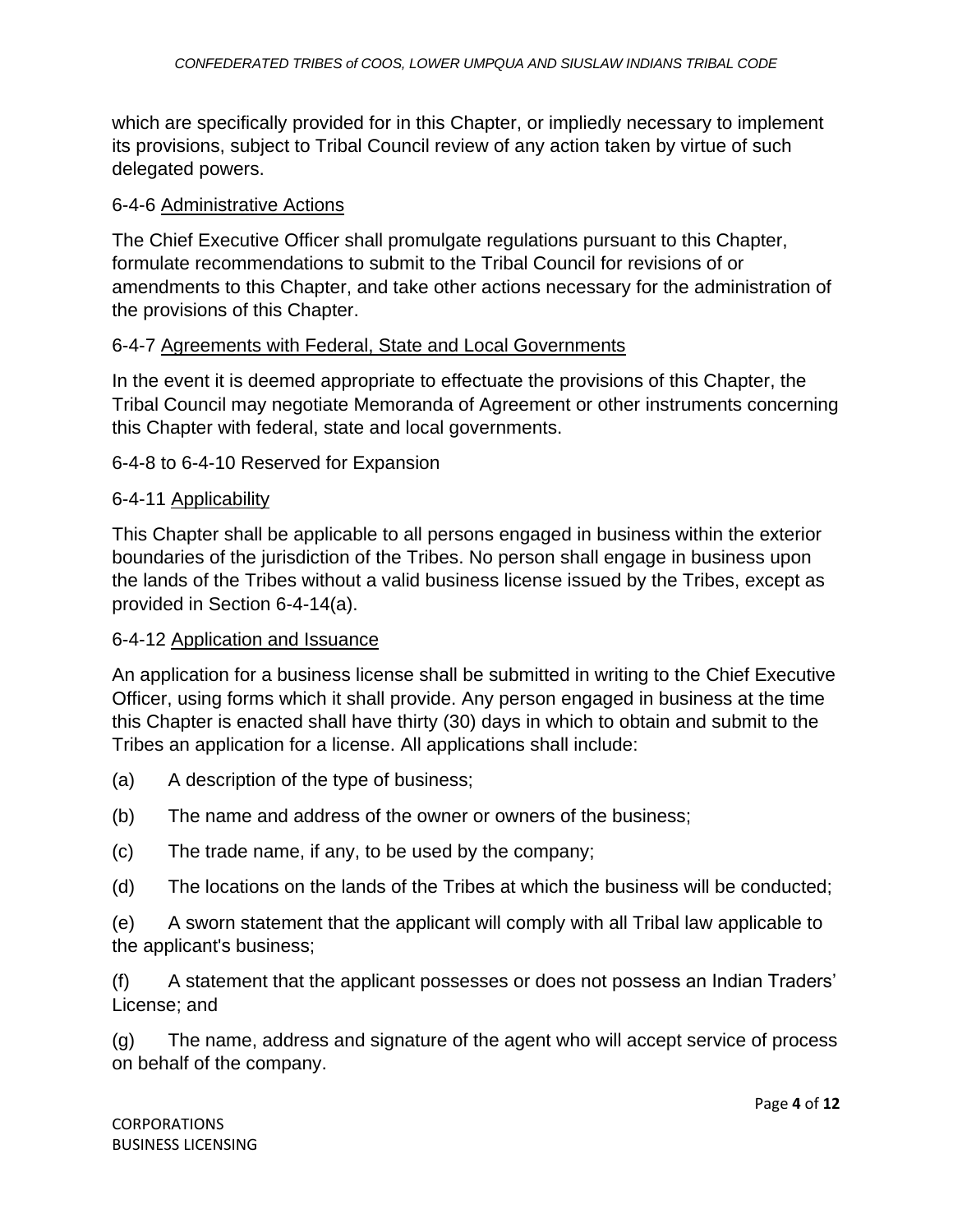which are specifically provided for in this Chapter, or impliedly necessary to implement its provisions, subject to Tribal Council review of any action taken by virtue of such delegated powers.

6-4-6 Administrative Actions

The Chief Executive Officer shall promulgate regulations pursuant to this Chapter, formulate recommendations to submit to the Tribal Council for revisions of or amendments to this Chapter, and take other actions necessary for the administration of the provisions of this Chapter.

6-4-7 Agreements with Federal, State and Local Governments

In the event it is deemed appropriate to effectuate the provisions of this Chapter, the Tribal Council may negotiate Memoranda of Agreement or other instruments concerning this Chapter with federal, state and local governments.

6-4-8 to 6-4-10 Reserved for Expansion

6-4-11 Applicability

This Chapter shall be applicable to all persons engaged in business within the exterior boundaries of the jurisdiction of the Tribes. No person shall engage in business upon the lands of the Tribes without a valid business license issued by the Tribes, except as provided in Section 6-4-14(a).

6-4-12 Application and Issuance

An application for a business license shall be submitted in writing to the Chief Executive Officer, using forms which it shall provide. Any person engaged in business at the time this Chapter is enacted shall have thirty (30) days in which to obtain and submit to the Tribes an application for a license. All applications shall include:

(a) A description of the type of business;

(b) The name and address of the owner or owners of the business;

(c) The trade name, if any, to be used by the company;

(d) The locations on the lands of the Tribes at which the business will be conducted;

(e) A sworn statement that the applicant will comply with all Tribal law applicable to the applicant's business;

(f) A statement that the applicant possesses or does not possess an Indian Traders' License; and

(g) The name, address and signature of the agent who will accept service of process on behalf of the company.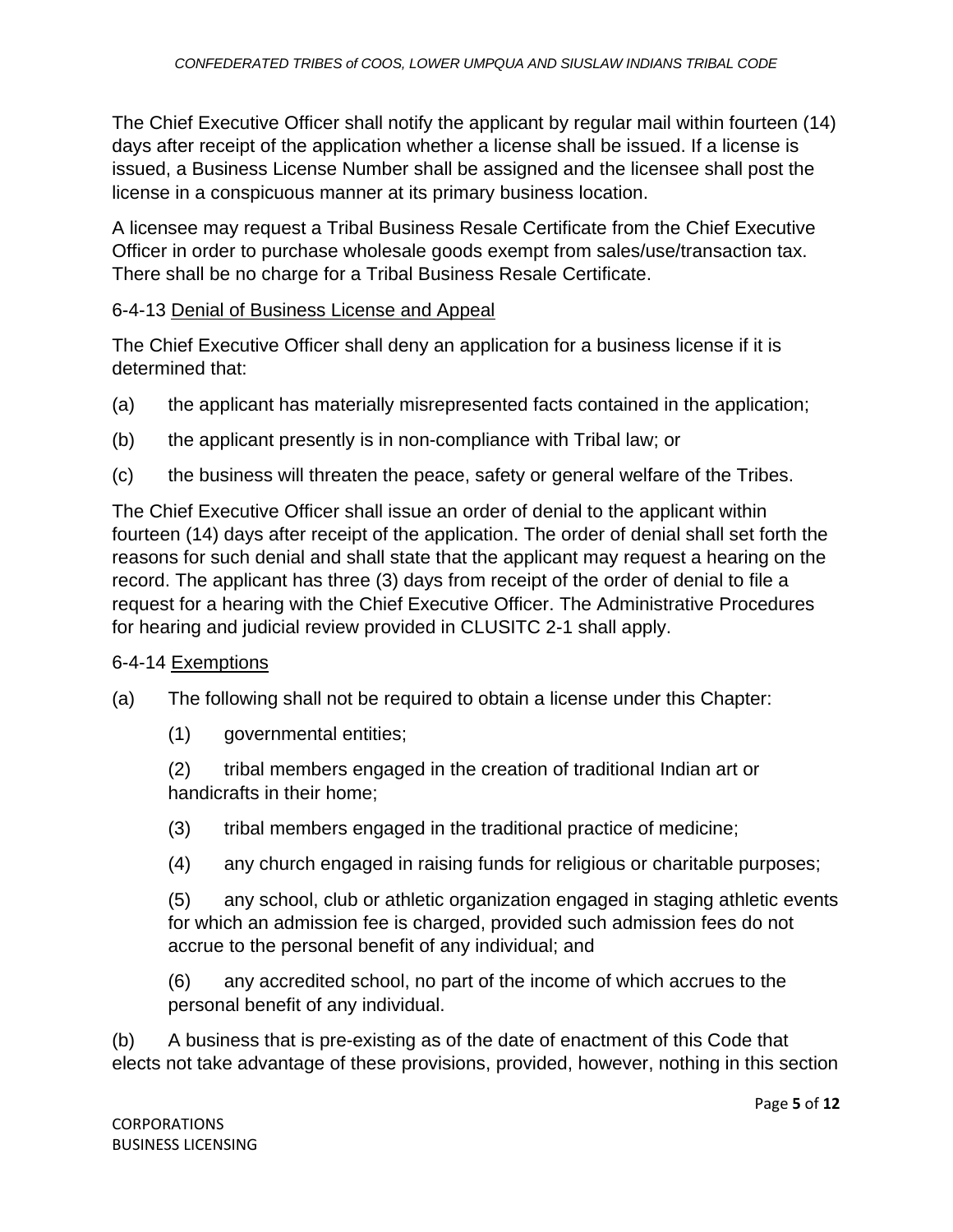The Chief Executive Officer shall notify the applicant by regular mail within fourteen (14) days after receipt of the application whether a license shall be issued. If a license is issued, a Business License Number shall be assigned and the licensee shall post the license in a conspicuous manner at its primary business location.

A licensee may request a Tribal Business Resale Certificate from the Chief Executive Officer in order to purchase wholesale goods exempt from sales/use/transaction tax. There shall be no charge for a Tribal Business Resale Certificate.

6-4-13 Denial of Business License and Appeal

The Chief Executive Officer shall deny an application for a business license if it is determined that:

(a) the applicant has materially misrepresented facts contained in the application;

(b) the applicant presently is in non-compliance with Tribal law; or

(c) the business will threaten the peace, safety or general welfare of the Tribes.

The Chief Executive Officer shall issue an order of denial to the applicant within fourteen (14) days after receipt of the application. The order of denial shall set forth the reasons for such denial and shall state that the applicant may request a hearing on the record. The applicant has three (3) days from receipt of the order of denial to file a request for a hearing with the Chief Executive Officer. The Administrative Procedures for hearing and judicial review provided in CLUSITC 2-1 shall apply.

6-4-14 Exemptions

(a) The following shall not be required to obtain a license under this Chapter:

(1) governmental entities;

(2) tribal members engaged in the creation of traditional Indian art or handicrafts in their home;

(3) tribal members engaged in the traditional practice of medicine;

(4) any church engaged in raising funds for religious or charitable purposes;

(5) any school, club or athletic organization engaged in staging athletic events for which an admission fee is charged, provided such admission fees do not accrue to the personal benefit of any individual; and

(6) any accredited school, no part of the income of which accrues to the personal benefit of any individual.

(b) A business that is pre-existing as of the date of enactment of this Code that elects not take advantage of these provisions, provided, however, nothing in this section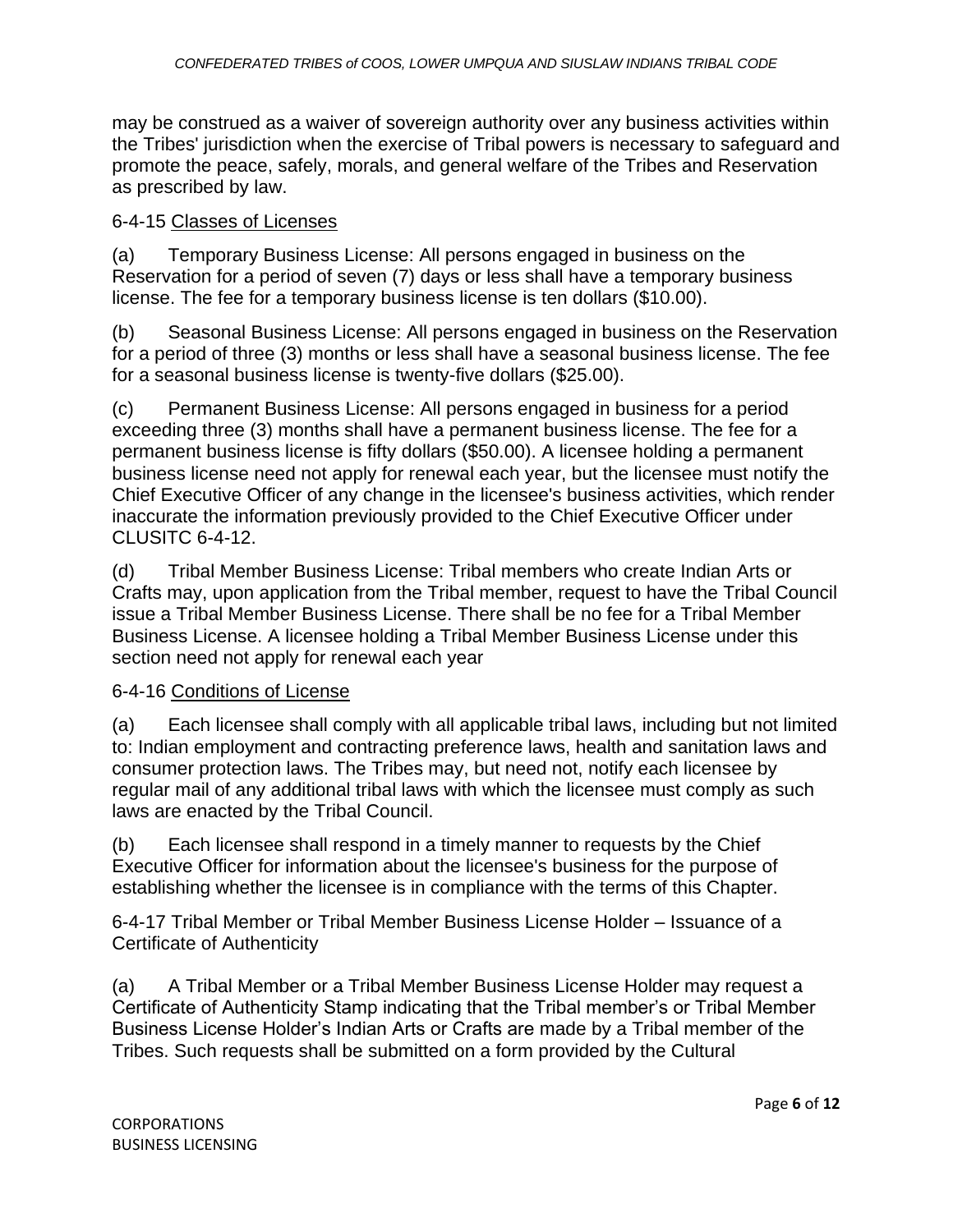may be construed as a waiver of sovereign authority over any business activities within the Tribes' jurisdiction when the exercise of Tribal powers is necessary to safeguard and promote the peace, safely, morals, and general welfare of the Tribes and Reservation as prescribed by law.

6-4-15 Classes of Licenses

(a) Temporary Business License: All persons engaged in business on the Reservation for a period of seven (7) days or less shall have a temporary business license. The fee for a temporary business license is ten dollars ($10.00).

(b) Seasonal Business License: All persons engaged in business on the Reservation for a period of three (3) months or less shall have a seasonal business license. The fee for a seasonal business license is twenty-five dollars ($25.00).

(c) Permanent Business License: All persons engaged in business for a period exceeding three (3) months shall have a permanent business license. The fee for a permanent business license is fifty dollars ($50.00). A licensee holding a permanent business license need not apply for renewal each year, but the licensee must notify the Chief Executive Officer of any change in the licensee's business activities, which render inaccurate the information previously provided to the Chief Executive Officer under CLUSITC 6-4-12.

(d) Tribal Member Business License: Tribal members who create Indian Arts or Crafts may, upon application from the Tribal member, request to have the Tribal Council issue a Tribal Member Business License. There shall be no fee for a Tribal Member Business License. A licensee holding a Tribal Member Business License under this section need not apply for renewal each year

6-4-16 Conditions of License

(a) Each licensee shall comply with all applicable tribal laws, including but not limited to: Indian employment and contracting preference laws, health and sanitation laws and consumer protection laws. The Tribes may, but need not, notify each licensee by regular mail of any additional tribal laws with which the licensee must comply as such laws are enacted by the Tribal Council.

(b) Each licensee shall respond in a timely manner to requests by the Chief Executive Officer for information about the licensee's business for the purpose of establishing whether the licensee is in compliance with the terms of this Chapter.

6-4-17 Tribal Member or Tribal Member Business License Holder – Issuance of a Certificate of Authenticity

(a) A Tribal Member or a Tribal Member Business License Holder may request a Certificate of Authenticity Stamp indicating that the Tribal member's or Tribal Member Business License Holder's Indian Arts or Crafts are made by a Tribal member of the Tribes. Such requests shall be submitted on a form provided by the Cultural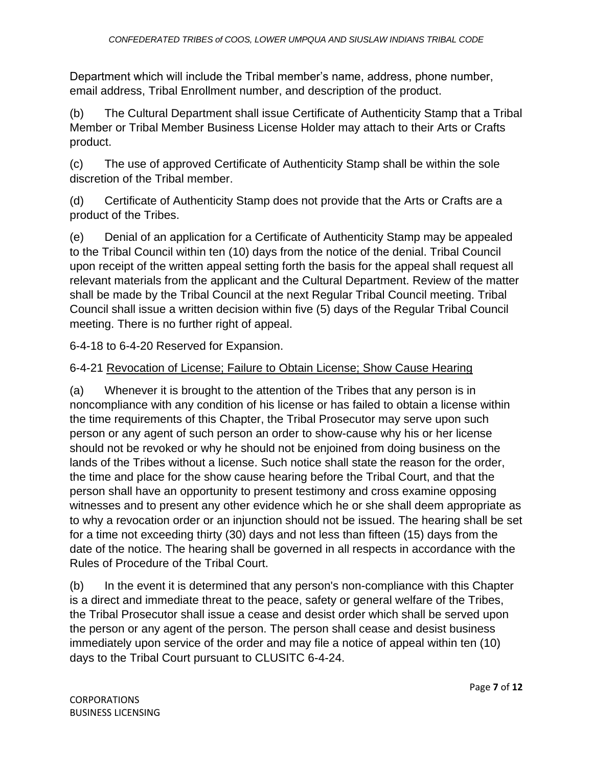Department which will include the Tribal member's name, address, phone number, email address, Tribal Enrollment number, and description of the product.

(b) The Cultural Department shall issue Certificate of Authenticity Stamp that a Tribal Member or Tribal Member Business License Holder may attach to their Arts or Crafts product.

(c) The use of approved Certificate of Authenticity Stamp shall be within the sole discretion of the Tribal member.

(d) Certificate of Authenticity Stamp does not provide that the Arts or Crafts are a product of the Tribes.

(e) Denial of an application for a Certificate of Authenticity Stamp may be appealed to the Tribal Council within ten (10) days from the notice of the denial. Tribal Council upon receipt of the written appeal setting forth the basis for the appeal shall request all relevant materials from the applicant and the Cultural Department. Review of the matter shall be made by the Tribal Council at the next Regular Tribal Council meeting. Tribal Council shall issue a written decision within five (5) days of the Regular Tribal Council meeting. There is no further right of appeal.

6-4-18 to 6-4-20 Reserved for Expansion.

6-4-21 Revocation of License; Failure to Obtain License; Show Cause Hearing

(a) Whenever it is brought to the attention of the Tribes that any person is in noncompliance with any condition of his license or has failed to obtain a license within the time requirements of this Chapter, the Tribal Prosecutor may serve upon such person or any agent of such person an order to show-cause why his or her license should not be revoked or why he should not be enjoined from doing business on the lands of the Tribes without a license. Such notice shall state the reason for the order, the time and place for the show cause hearing before the Tribal Court, and that the person shall have an opportunity to present testimony and cross examine opposing witnesses and to present any other evidence which he or she shall deem appropriate as to why a revocation order or an injunction should not be issued. The hearing shall be set for a time not exceeding thirty (30) days and not less than fifteen (15) days from the date of the notice. The hearing shall be governed in all respects in accordance with the Rules of Procedure of the Tribal Court.

(b) In the event it is determined that any person's non-compliance with this Chapter is a direct and immediate threat to the peace, safety or general welfare of the Tribes, the Tribal Prosecutor shall issue a cease and desist order which shall be served upon the person or any agent of the person. The person shall cease and desist business immediately upon service of the order and may file a notice of appeal within ten (10) days to the Tribal Court pursuant to CLUSITC 6-4-24.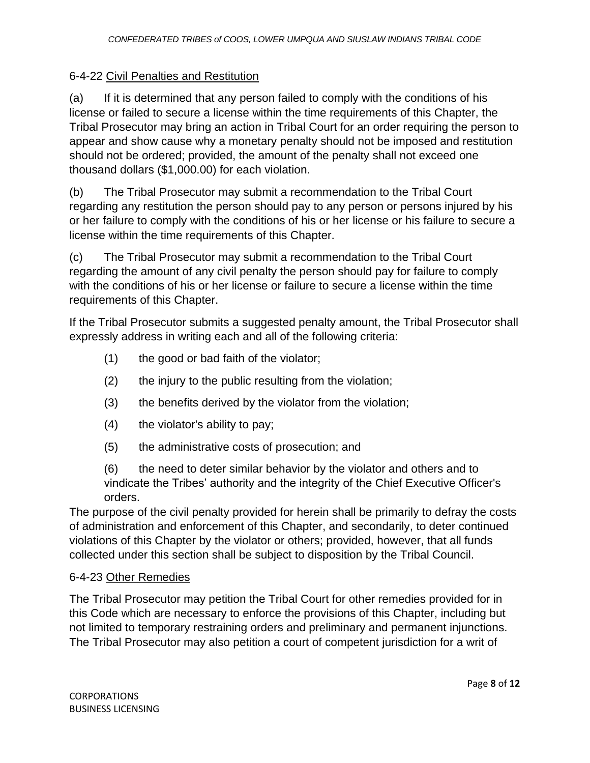### 6-4-22 Civil Penalties and Restitution

(a) If it is determined that any person failed to comply with the conditions of his license or failed to secure a license within the time requirements of this Chapter, the Tribal Prosecutor may bring an action in Tribal Court for an order requiring the person to appear and show cause why a monetary penalty should not be imposed and restitution should not be ordered; provided, the amount of the penalty shall not exceed one thousand dollars ($1,000.00) for each violation.

(b) The Tribal Prosecutor may submit a recommendation to the Tribal Court regarding any restitution the person should pay to any person or persons injured by his or her failure to comply with the conditions of his or her license or his failure to secure a license within the time requirements of this Chapter.

(c) The Tribal Prosecutor may submit a recommendation to the Tribal Court regarding the amount of any civil penalty the person should pay for failure to comply with the conditions of his or her license or failure to secure a license within the time requirements of this Chapter.

If the Tribal Prosecutor submits a suggested penalty amount, the Tribal Prosecutor shall expressly address in writing each and all of the following criteria:

(1) the good or bad faith of the violator;

(2) the injury to the public resulting from the violation;

(3) the benefits derived by the violator from the violation;

(4) the violator's ability to pay;

(5) the administrative costs of prosecution; and

(6) the need to deter similar behavior by the violator and others and to vindicate the Tribes' authority and the integrity of the Chief Executive Officer's orders.

The purpose of the civil penalty provided for herein shall be primarily to defray the costs of administration and enforcement of this Chapter, and secondarily, to deter continued violations of this Chapter by the violator or others; provided, however, that all funds collected under this section shall be subject to disposition by the Tribal Council.

### 6-4-23 Other Remedies

The Tribal Prosecutor may petition the Tribal Court for other remedies provided for in this Code which are necessary to enforce the provisions of this Chapter, including but not limited to temporary restraining orders and preliminary and permanent injunctions. The Tribal Prosecutor may also petition a court of competent jurisdiction for a writ of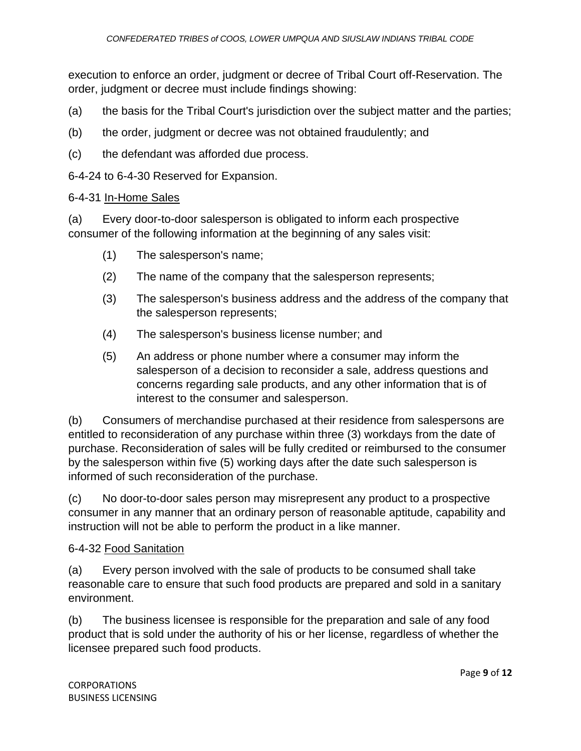execution to enforce an order, judgment or decree of Tribal Court off-Reservation. The order, judgment or decree must include findings showing:

(a) the basis for the Tribal Court's jurisdiction over the subject matter and the parties;

(b) the order, judgment or decree was not obtained fraudulently; and

(c) the defendant was afforded due process.

6-4-24 to 6-4-30 Reserved for Expansion.

6-4-31 In-Home Sales

(a) Every door-to-door salesperson is obligated to inform each prospective consumer of the following information at the beginning of any sales visit:

(1) The salesperson's name;

(2) The name of the company that the salesperson represents;

(3) The salesperson's business address and the address of the company that the salesperson represents;

(4) The salesperson's business license number; and

(5) An address or phone number where a consumer may inform the salesperson of a decision to reconsider a sale, address questions and concerns regarding sale products, and any other information that is of interest to the consumer and salesperson.

(b) Consumers of merchandise purchased at their residence from salespersons are entitled to reconsideration of any purchase within three (3) workdays from the date of purchase. Reconsideration of sales will be fully credited or reimbursed to the consumer by the salesperson within five (5) working days after the date such salesperson is informed of such reconsideration of the purchase.

(c) No door-to-door sales person may misrepresent any product to a prospective consumer in any manner that an ordinary person of reasonable aptitude, capability and instruction will not be able to perform the product in a like manner.

6-4-32 Food Sanitation

(a) Every person involved with the sale of products to be consumed shall take reasonable care to ensure that such food products are prepared and sold in a sanitary environment.

(b) The business licensee is responsible for the preparation and sale of any food product that is sold under the authority of his or her license, regardless of whether the licensee prepared such food products.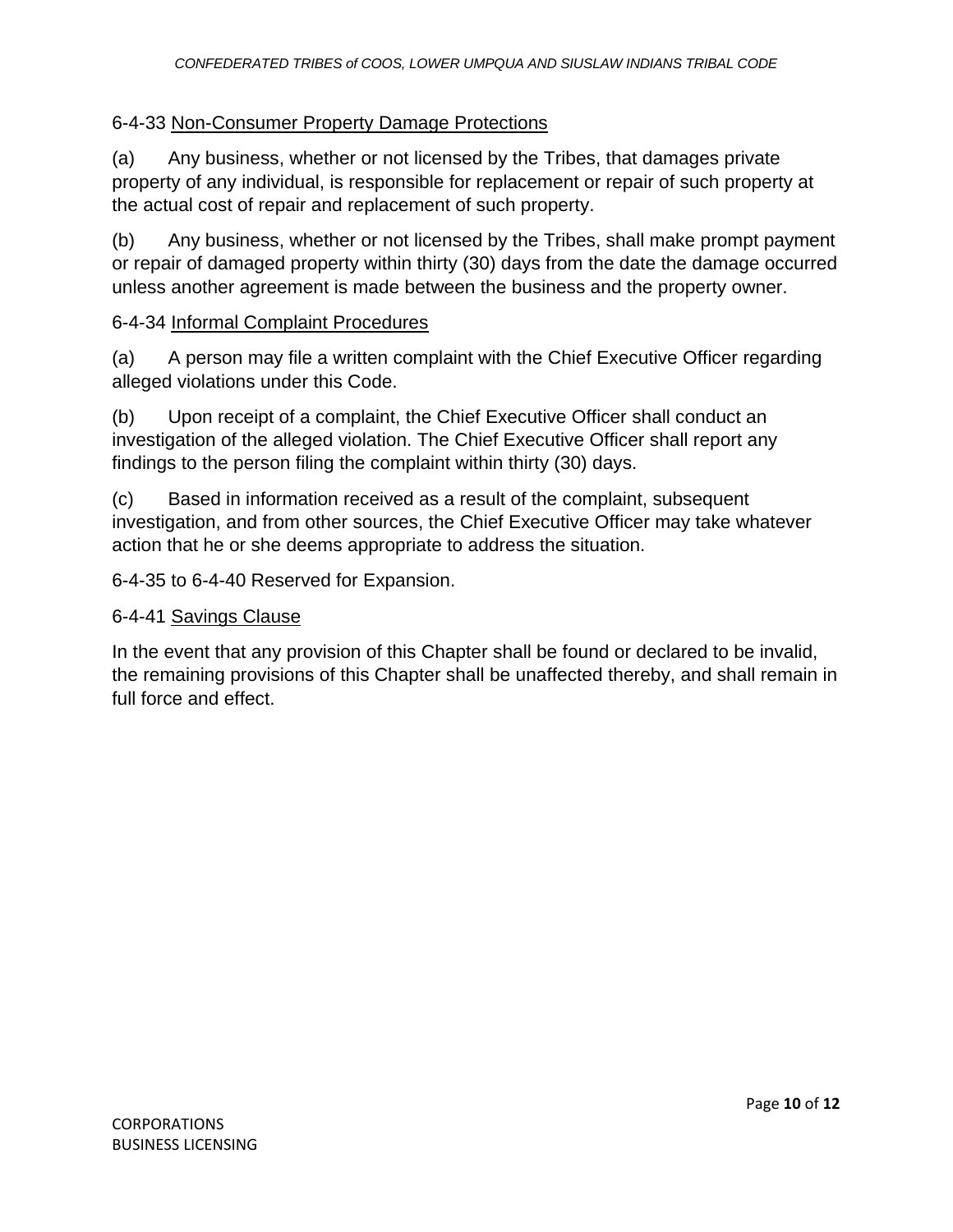6-4-33 Non-Consumer Property Damage Protections

(a) Any business, whether or not licensed by the Tribes, that damages private property of any individual, is responsible for replacement or repair of such property at the actual cost of repair and replacement of such property.

(b) Any business, whether or not licensed by the Tribes, shall make prompt payment or repair of damaged property within thirty (30) days from the date the damage occurred unless another agreement is made between the business and the property owner.

6-4-34 Informal Complaint Procedures

(a) A person may file a written complaint with the Chief Executive Officer regarding alleged violations under this Code.

(b) Upon receipt of a complaint, the Chief Executive Officer shall conduct an investigation of the alleged violation. The Chief Executive Officer shall report any findings to the person filing the complaint within thirty (30) days.

(c) Based in information received as a result of the complaint, subsequent investigation, and from other sources, the Chief Executive Officer may take whatever action that he or she deems appropriate to address the situation.

6-4-35 to 6-4-40 Reserved for Expansion.

6-4-41 Savings Clause

In the event that any provision of this Chapter shall be found or declared to be invalid, the remaining provisions of this Chapter shall be unaffected thereby, and shall remain in full force and effect.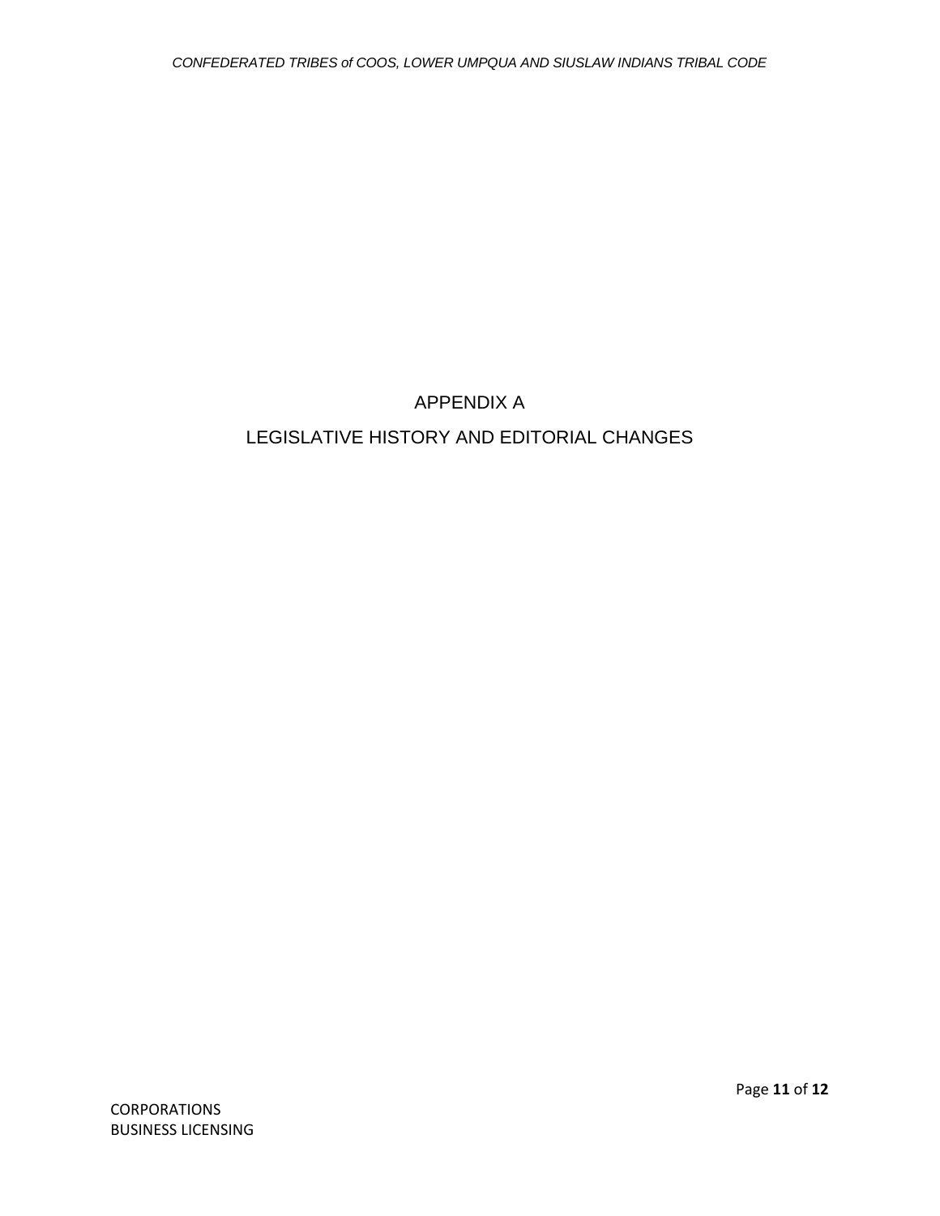# APPENDIX A

# LEGISLATIVE HISTORY AND EDITORIAL CHANGES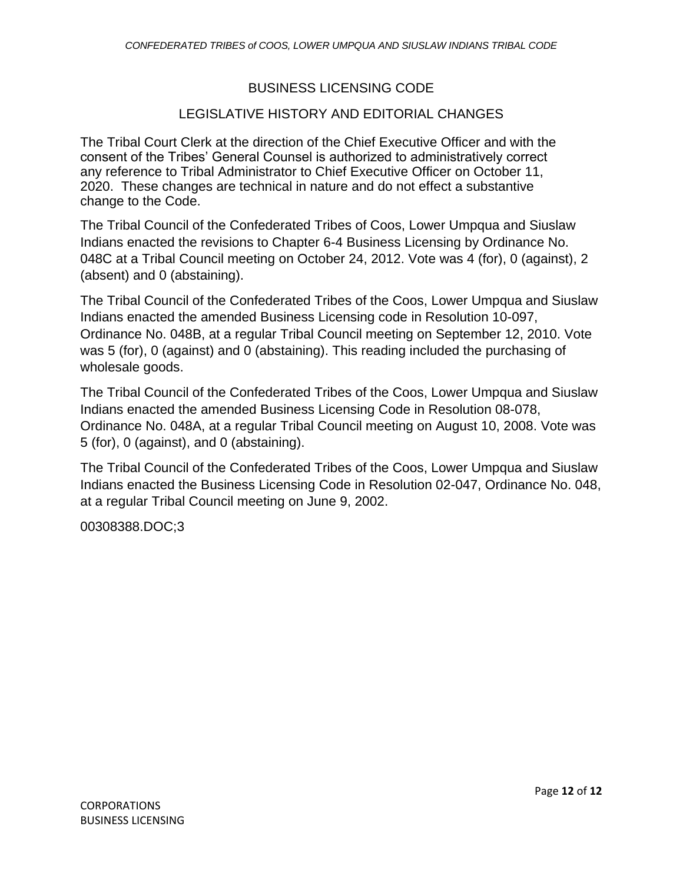## BUSINESS LICENSING CODE

## LEGISLATIVE HISTORY AND EDITORIAL CHANGES

The Tribal Court Clerk at the direction of the Chief Executive Officer and with the consent of the Tribes' General Counsel is authorized to administratively correct any reference to Tribal Administrator to Chief Executive Officer on October 11, 2020. These changes are technical in nature and do not effect a substantive change to the Code.

The Tribal Council of the Confederated Tribes of Coos, Lower Umpqua and Siuslaw Indians enacted the revisions to Chapter 6-4 Business Licensing by Ordinance No. 048C at a Tribal Council meeting on October 24, 2012. Vote was 4 (for), 0 (against), 2 (absent) and 0 (abstaining).

The Tribal Council of the Confederated Tribes of the Coos, Lower Umpqua and Siuslaw Indians enacted the amended Business Licensing code in Resolution 10-097, Ordinance No. 048B, at a regular Tribal Council meeting on September 12, 2010. Vote was 5 (for), 0 (against) and 0 (abstaining). This reading included the purchasing of wholesale goods.

The Tribal Council of the Confederated Tribes of the Coos, Lower Umpqua and Siuslaw Indians enacted the amended Business Licensing Code in Resolution 08-078, Ordinance No. 048A, at a regular Tribal Council meeting on August 10, 2008. Vote was 5 (for), 0 (against), and 0 (abstaining).

The Tribal Council of the Confederated Tribes of the Coos, Lower Umpqua and Siuslaw Indians enacted the Business Licensing Code in Resolution 02-047, Ordinance No. 048, at a regular Tribal Council meeting on June 9, 2002.

00308388.DOC;3